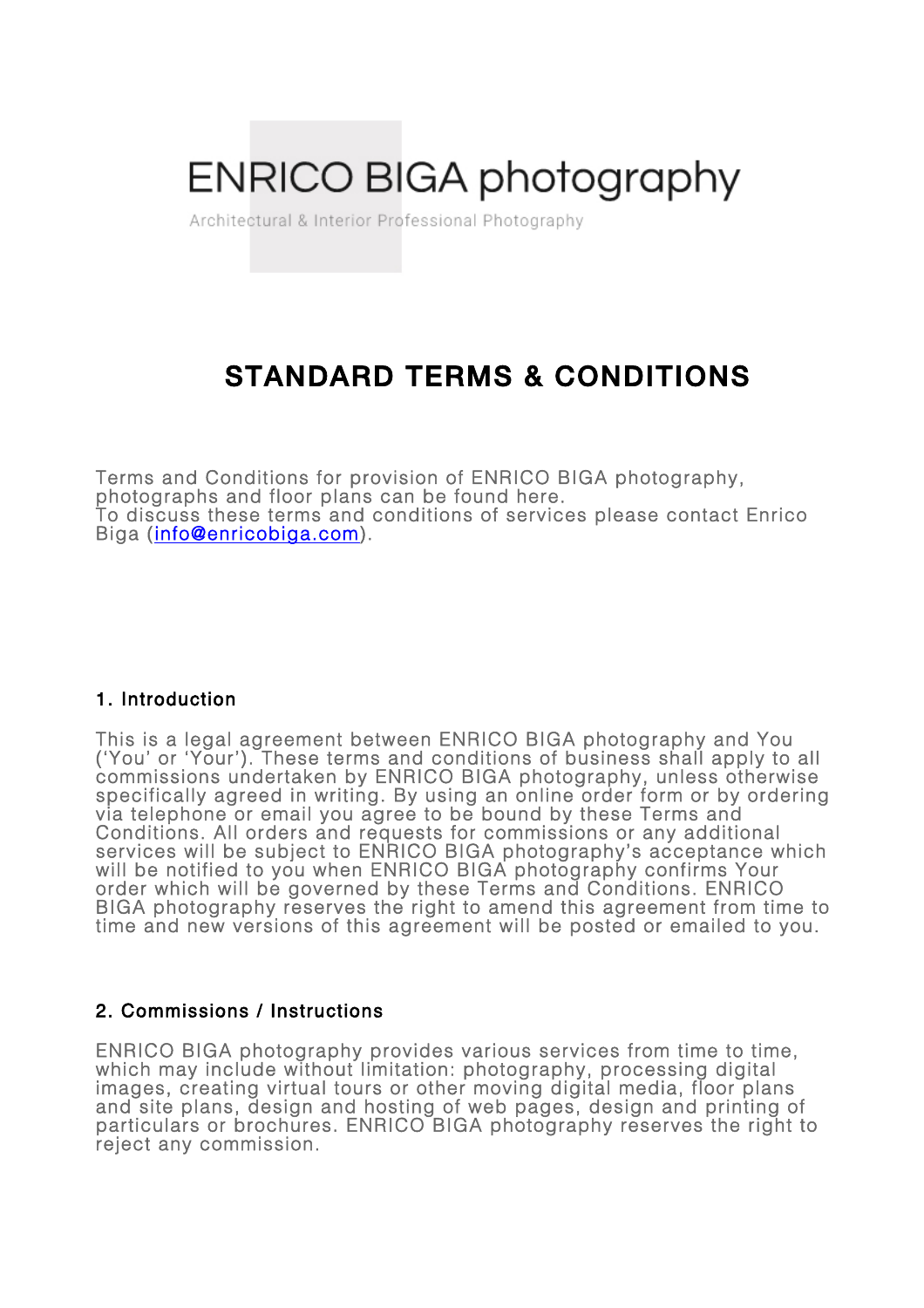ENRICO BIGA photography

Architectural & Interior Professional Photography

# STANDARD TERMS & CONDITIONS

Terms and Conditions for provision of ENRICO BIGA photography, photographs and floor plans can be found here.
To discuss these terms and conditions of services please contact Enrico Biga ([info@enricobiga.com](mailto:info@enricobiga.com)).

## 1. Introduction

This is a legal agreement between ENRICO BIGA photography and You ('You' or 'Your'). These terms and conditions of business shall apply to all commissions undertaken by ENRICO BIGA photography, unless otherwise specifically agreed in writing. By using an online order form or by ordering via telephone or email you agree to be bound by these Terms and Conditions. All orders and requests for commissions or any additional services will be subject to ENRICO BIGA photography's acceptance which will be notified to you when ENRICO BIGA photography confirms Your order which will be governed by these Terms and Conditions. ENRICO BIGA photography reserves the right to amend this agreement from time to time and new versions of this agreement will be posted or emailed to you.

## 2. Commissions / Instructions

ENRICO BIGA photography provides various services from time to time, which may include without limitation: photography, processing digital images, creating virtual tours or other moving digital media, floor plans and site plans, design and hosting of web pages, design and printing of particulars or brochures. ENRICO BIGA photography reserves the right to reject any commission.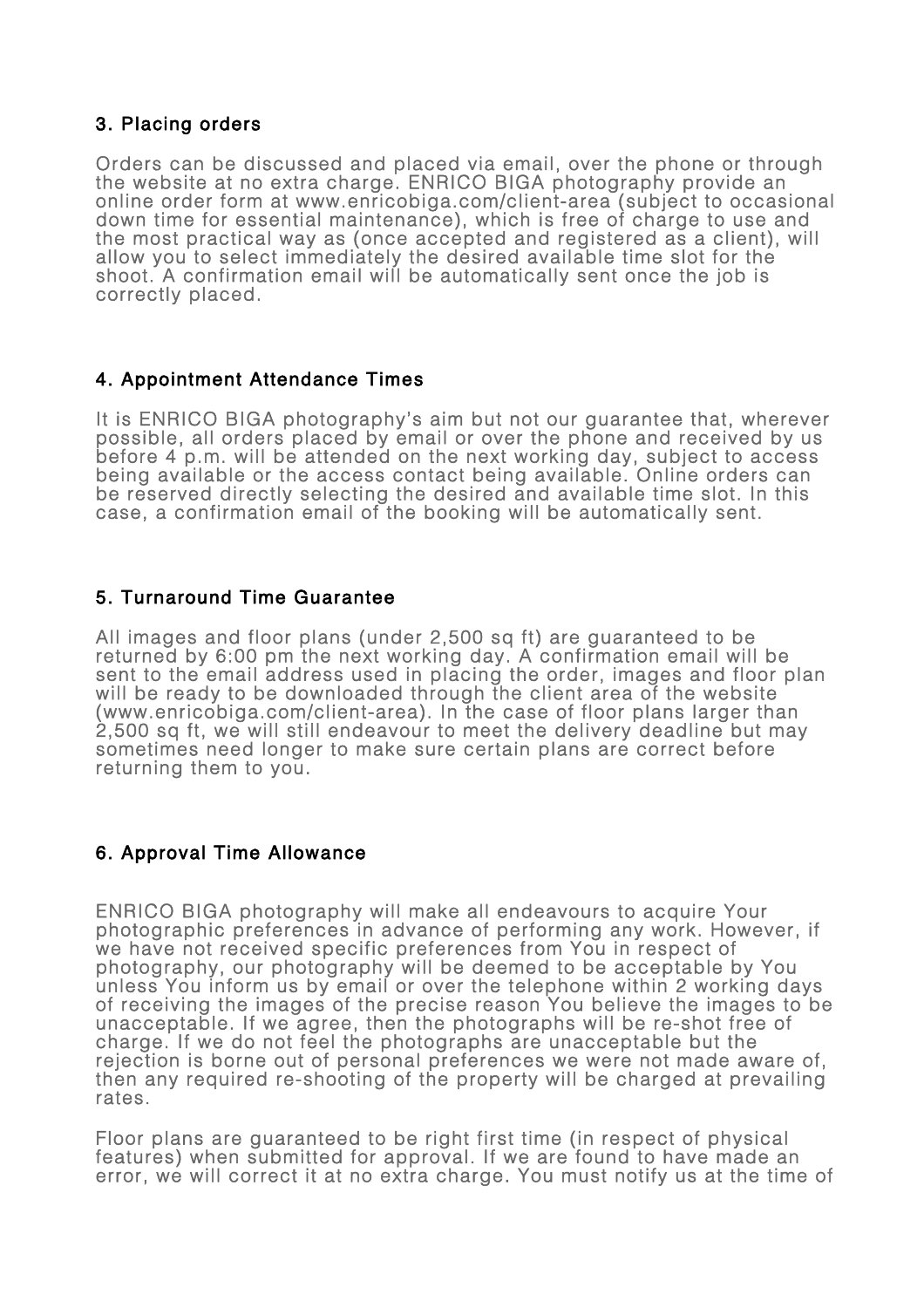### 3. Placing orders

Orders can be discussed and placed via email, over the phone or through the website at no extra charge. ENRICO BIGA photography provide an online order form at www.enricobiga.com/client-area (subject to occasional down time for essential maintenance), which is free of charge to use and the most practical way as (once accepted and registered as a client), will allow you to select immediately the desired available time slot for the shoot. A confirmation email will be automatically sent once the job is correctly placed.

### 4. Appointment Attendance Times

It is ENRICO BIGA photography's aim but not our guarantee that, wherever possible, all orders placed by email or over the phone and received by us before 4 p.m. will be attended on the next working day, subject to access being available or the access contact being available. Online orders can be reserved directly selecting the desired and available time slot. In this case, a confirmation email of the booking will be automatically sent.

### 5. Turnaround Time Guarantee

All images and floor plans (under 2,500 sq ft) are guaranteed to be returned by 6:00 pm the next working day. A confirmation email will be sent to the email address used in placing the order, images and floor plan will be ready to be downloaded through the client area of the website (www.enricobiga.com/client-area). In the case of floor plans larger than 2,500 sq ft, we will still endeavour to meet the delivery deadline but may sometimes need longer to make sure certain plans are correct before returning them to you.

### 6. Approval Time Allowance

ENRICO BIGA photography will make all endeavours to acquire Your photographic preferences in advance of performing any work. However, if we have not received specific preferences from You in respect of photography, our photography will be deemed to be acceptable by You unless You inform us by email or over the telephone within 2 working days of receiving the images of the precise reason You believe the images to be unacceptable. If we agree, then the photographs will be re-shot free of charge. If we do not feel the photographs are unacceptable but the rejection is borne out of personal preferences we were not made aware of, then any required re-shooting of the property will be charged at prevailing rates.

Floor plans are guaranteed to be right first time (in respect of physical features) when submitted for approval. If we are found to have made an error, we will correct it at no extra charge. You must notify us at the time of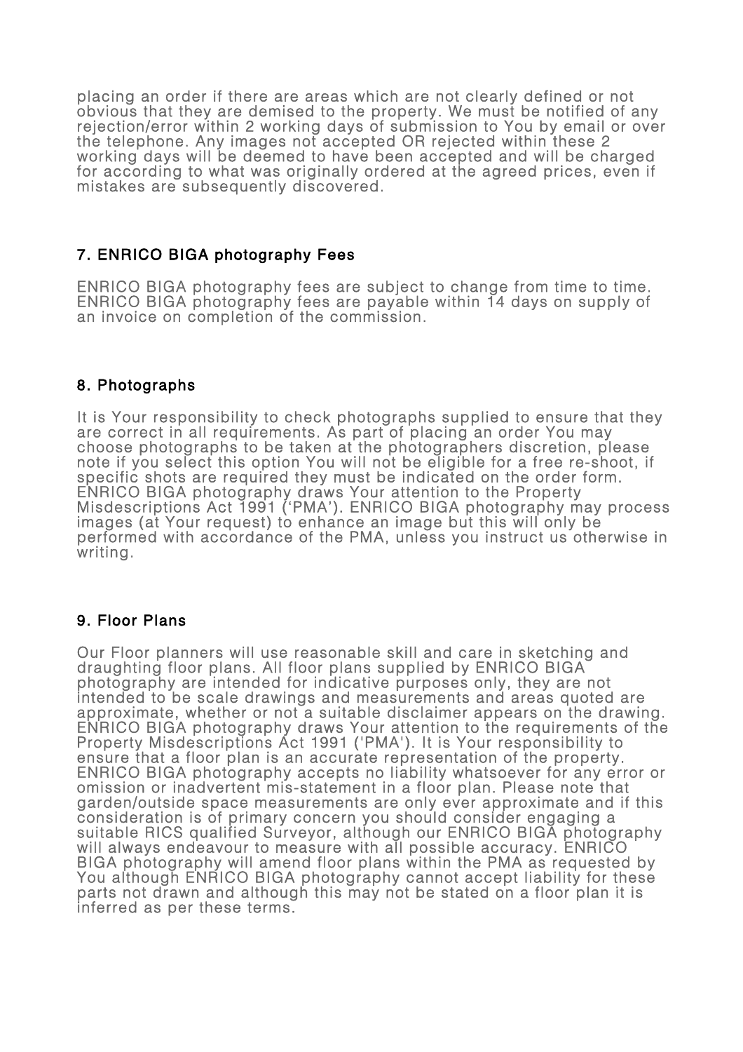placing an order if there are areas which are not clearly defined or not obvious that they are demised to the property. We must be notified of any rejection/error within 2 working days of submission to You by email or over the telephone. Any images not accepted OR rejected within these 2 working days will be deemed to have been accepted and will be charged for according to what was originally ordered at the agreed prices, even if mistakes are subsequently discovered.

## 7. ENRICO BIGA photography Fees

ENRICO BIGA photography fees are subject to change from time to time. ENRICO BIGA photography fees are payable within 14 days on supply of an invoice on completion of the commission.

## 8. Photographs

It is Your responsibility to check photographs supplied to ensure that they are correct in all requirements. As part of placing an order You may choose photographs to be taken at the photographers discretion, please note if you select this option You will not be eligible for a free re-shoot, if specific shots are required they must be indicated on the order form. ENRICO BIGA photography draws Your attention to the Property Misdescriptions Act 1991 ('PMA'). ENRICO BIGA photography may process images (at Your request) to enhance an image but this will only be performed with accordance of the PMA, unless you instruct us otherwise in writing.

## 9. Floor Plans

Our Floor planners will use reasonable skill and care in sketching and draughting floor plans. All floor plans supplied by ENRICO BIGA photography are intended for indicative purposes only, they are not intended to be scale drawings and measurements and areas quoted are approximate, whether or not a suitable disclaimer appears on the drawing. ENRICO BIGA photography draws Your attention to the requirements of the Property Misdescriptions Act 1991 ('PMA'). It is Your responsibility to ensure that a floor plan is an accurate representation of the property. ENRICO BIGA photography accepts no liability whatsoever for any error or omission or inadvertent mis-statement in a floor plan. Please note that garden/outside space measurements are only ever approximate and if this consideration is of primary concern you should consider engaging a suitable RICS qualified Surveyor, although our ENRICO BIGA photography will always endeavour to measure with all possible accuracy. ENRICO BIGA photography will amend floor plans within the PMA as requested by You although ENRICO BIGA photography cannot accept liability for these parts not drawn and although this may not be stated on a floor plan it is inferred as per these terms.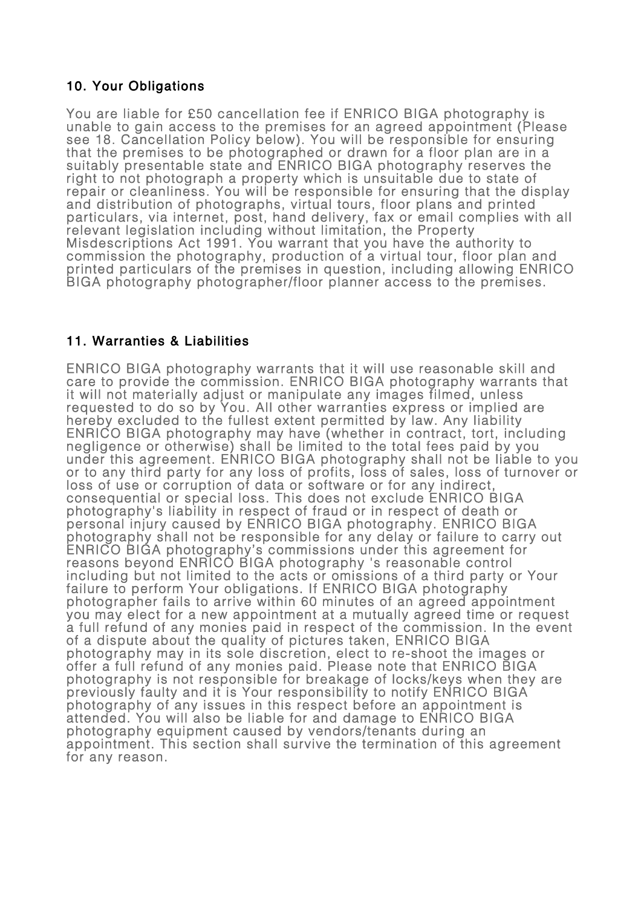## 10. Your Obligations

You are liable for £50 cancellation fee if ENRICO BIGA photography is unable to gain access to the premises for an agreed appointment (Please see 18. Cancellation Policy below). You will be responsible for ensuring that the premises to be photographed or drawn for a floor plan are in a suitably presentable state and ENRICO BIGA photography reserves the right to not photograph a property which is unsuitable due to state of repair or cleanliness. You will be responsible for ensuring that the display and distribution of photographs, virtual tours, floor plans and printed particulars, via internet, post, hand delivery, fax or email complies with all relevant legislation including without limitation, the Property Misdescriptions Act 1991. You warrant that you have the authority to commission the photography, production of a virtual tour, floor plan and printed particulars of the premises in question, including allowing ENRICO BIGA photography photographer/floor planner access to the premises.

## 11. Warranties & Liabilities

ENRICO BIGA photography warrants that it will use reasonable skill and care to provide the commission. ENRICO BIGA photography warrants that it will not materially adjust or manipulate any images filmed, unless requested to do so by You. All other warranties express or implied are hereby excluded to the fullest extent permitted by law. Any liability ENRICO BIGA photography may have (whether in contract, tort, including negligence or otherwise) shall be limited to the total fees paid by you under this agreement. ENRICO BIGA photography shall not be liable to you or to any third party for any loss of profits, loss of sales, loss of turnover or loss of use or corruption of data or software or for any indirect, consequential or special loss. This does not exclude ENRICO BIGA photography's liability in respect of fraud or in respect of death or personal injury caused by ENRICO BIGA photography. ENRICO BIGA photography shall not be responsible for any delay or failure to carry out ENRICO BIGA photography's commissions under this agreement for reasons beyond ENRICO BIGA photography 's reasonable control including but not limited to the acts or omissions of a third party or Your failure to perform Your obligations. If ENRICO BIGA photography photographer fails to arrive within 60 minutes of an agreed appointment you may elect for a new appointment at a mutually agreed time or request a full refund of any monies paid in respect of the commission. In the event of a dispute about the quality of pictures taken, ENRICO BIGA photography may in its sole discretion, elect to re-shoot the images or offer a full refund of any monies paid. Please note that ENRICO BIGA photography is not responsible for breakage of locks/keys when they are previously faulty and it is Your responsibility to notify ENRICO BIGA photography of any issues in this respect before an appointment is attended. You will also be liable for and damage to ENRICO BIGA photography equipment caused by vendors/tenants during an appointment. This section shall survive the termination of this agreement for any reason.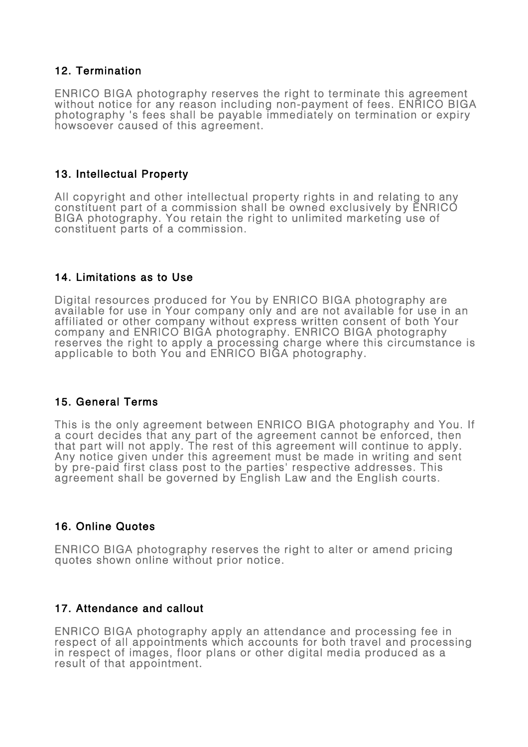## 12. Termination

ENRICO BIGA photography reserves the right to terminate this agreement without notice for any reason including non-payment of fees. ENRICO BIGA photography 's fees shall be payable immediately on termination or expiry howsoever caused of this agreement.

## 13. Intellectual Property

All copyright and other intellectual property rights in and relating to any constituent part of a commission shall be owned exclusively by ENRICO BIGA photography. You retain the right to unlimited marketing use of constituent parts of a commission.

## 14. Limitations as to Use

Digital resources produced for You by ENRICO BIGA photography are available for use in Your company only and are not available for use in an affiliated or other company without express written consent of both Your company and ENRICO BIGA photography. ENRICO BIGA photography reserves the right to apply a processing charge where this circumstance is applicable to both You and ENRICO BIGA photography.

## 15. General Terms

This is the only agreement between ENRICO BIGA photography and You. If a court decides that any part of the agreement cannot be enforced, then that part will not apply. The rest of this agreement will continue to apply. Any notice given under this agreement must be made in writing and sent by pre-paid first class post to the parties' respective addresses. This agreement shall be governed by English Law and the English courts.

## 16. Online Quotes

ENRICO BIGA photography reserves the right to alter or amend pricing quotes shown online without prior notice.

## 17. Attendance and callout

ENRICO BIGA photography apply an attendance and processing fee in respect of all appointments which accounts for both travel and processing in respect of images, floor plans or other digital media produced as a result of that appointment.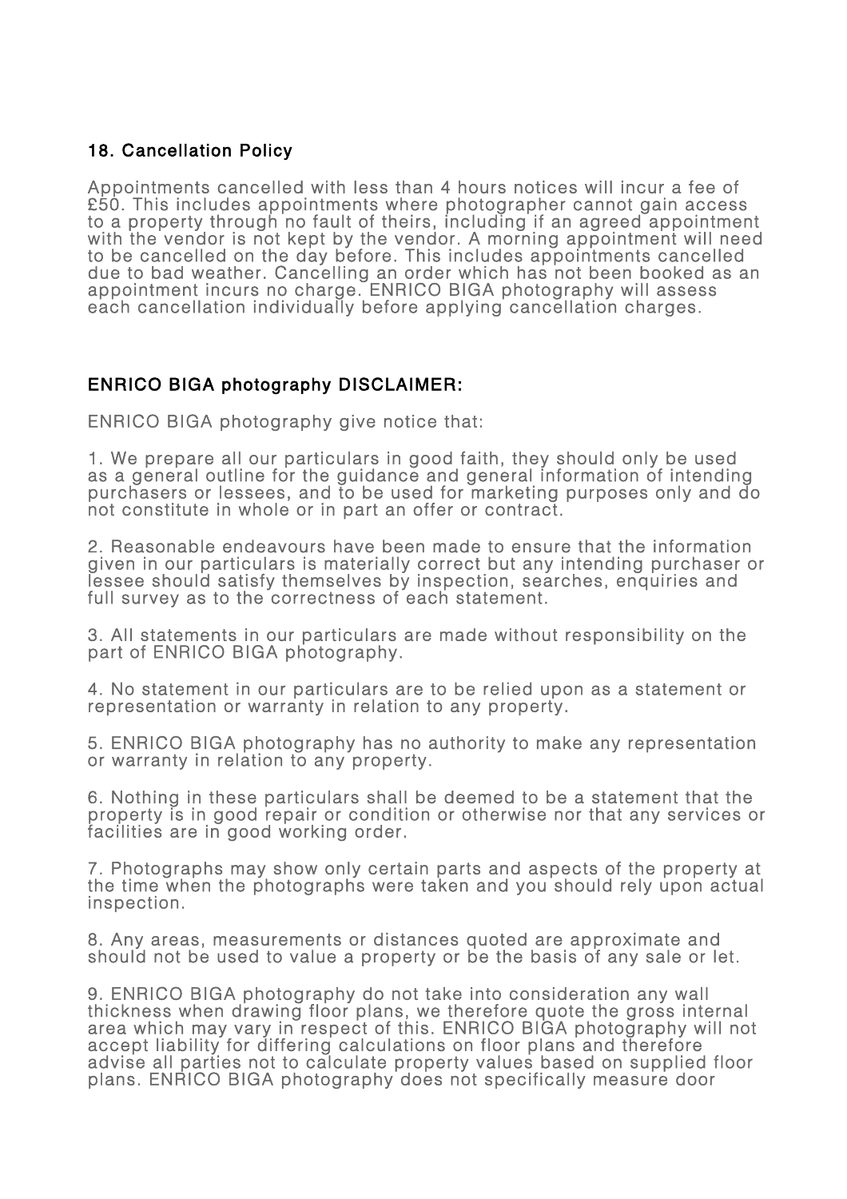## 18. Cancellation Policy

Appointments cancelled with less than 4 hours notices will incur a fee of £50. This includes appointments where photographer cannot gain access to a property through no fault of theirs, including if an agreed appointment with the vendor is not kept by the vendor. A morning appointment will need to be cancelled on the day before. This includes appointments cancelled due to bad weather. Cancelling an order which has not been booked as an appointment incurs no charge. ENRICO BIGA photography will assess each cancellation individually before applying cancellation charges.

## ENRICO BIGA photography DISCLAIMER:

ENRICO BIGA photography give notice that:

1. We prepare all our particulars in good faith, they should only be used as a general outline for the guidance and general information of intending purchasers or lessees, and to be used for marketing purposes only and do not constitute in whole or in part an offer or contract.

2. Reasonable endeavours have been made to ensure that the information given in our particulars is materially correct but any intending purchaser or lessee should satisfy themselves by inspection, searches, enquiries and full survey as to the correctness of each statement.

3. All statements in our particulars are made without responsibility on the part of ENRICO BIGA photography.

4. No statement in our particulars are to be relied upon as a statement or representation or warranty in relation to any property.

5. ENRICO BIGA photography has no authority to make any representation or warranty in relation to any property.

6. Nothing in these particulars shall be deemed to be a statement that the property is in good repair or condition or otherwise nor that any services or facilities are in good working order.

7. Photographs may show only certain parts and aspects of the property at the time when the photographs were taken and you should rely upon actual inspection.

8. Any areas, measurements or distances quoted are approximate and should not be used to value a property or be the basis of any sale or let.

9. ENRICO BIGA photography do not take into consideration any wall thickness when drawing floor plans, we therefore quote the gross internal area which may vary in respect of this. ENRICO BIGA photography will not accept liability for differing calculations on floor plans and therefore advise all parties not to calculate property values based on supplied floor plans. ENRICO BIGA photography does not specifically measure door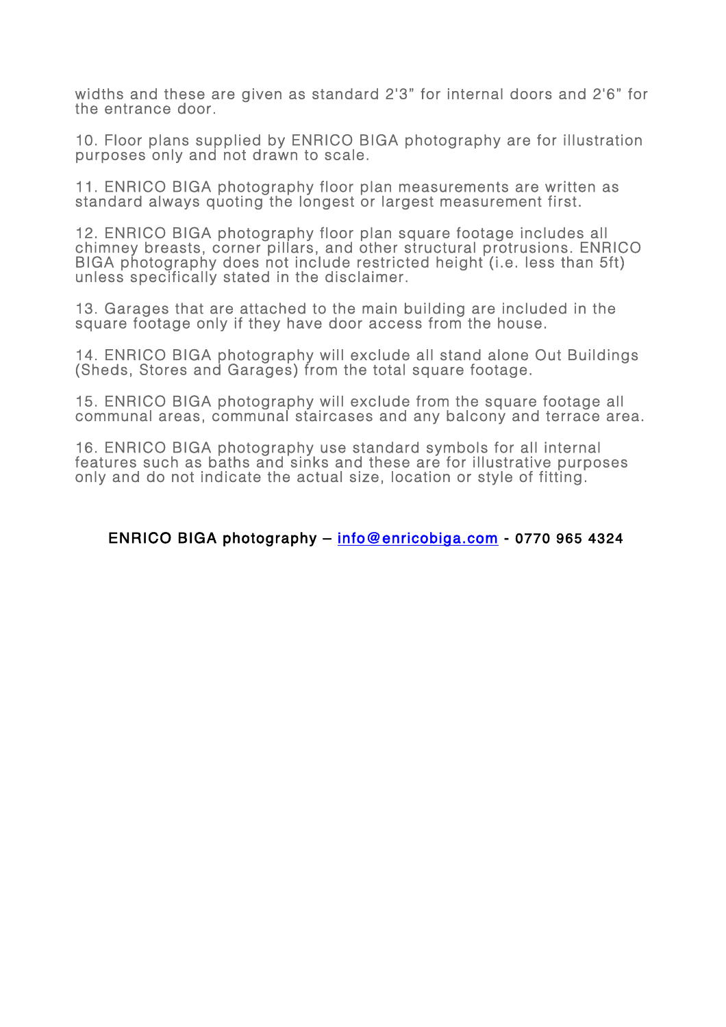widths and these are given as standard 2'3" for internal doors and 2'6" for the entrance door.

10. Floor plans supplied by ENRICO BIGA photography are for illustration purposes only and not drawn to scale.

11. ENRICO BIGA photography floor plan measurements are written as standard always quoting the longest or largest measurement first.

12. ENRICO BIGA photography floor plan square footage includes all chimney breasts, corner pillars, and other structural protrusions. ENRICO BIGA photography does not include restricted height (i.e. less than 5ft) unless specifically stated in the disclaimer.

13. Garages that are attached to the main building are included in the square footage only if they have door access from the house.

14. ENRICO BIGA photography will exclude all stand alone Out Buildings (Sheds, Stores and Garages) from the total square footage.

15. ENRICO BIGA photography will exclude from the square footage all communal areas, communal staircases and any balcony and terrace area.

16. ENRICO BIGA photography use standard symbols for all internal features such as baths and sinks and these are for illustrative purposes only and do not indicate the actual size, location or style of fitting.

**ENRICO BIGA photography – info@enricobiga.com - 0770 965 4324**